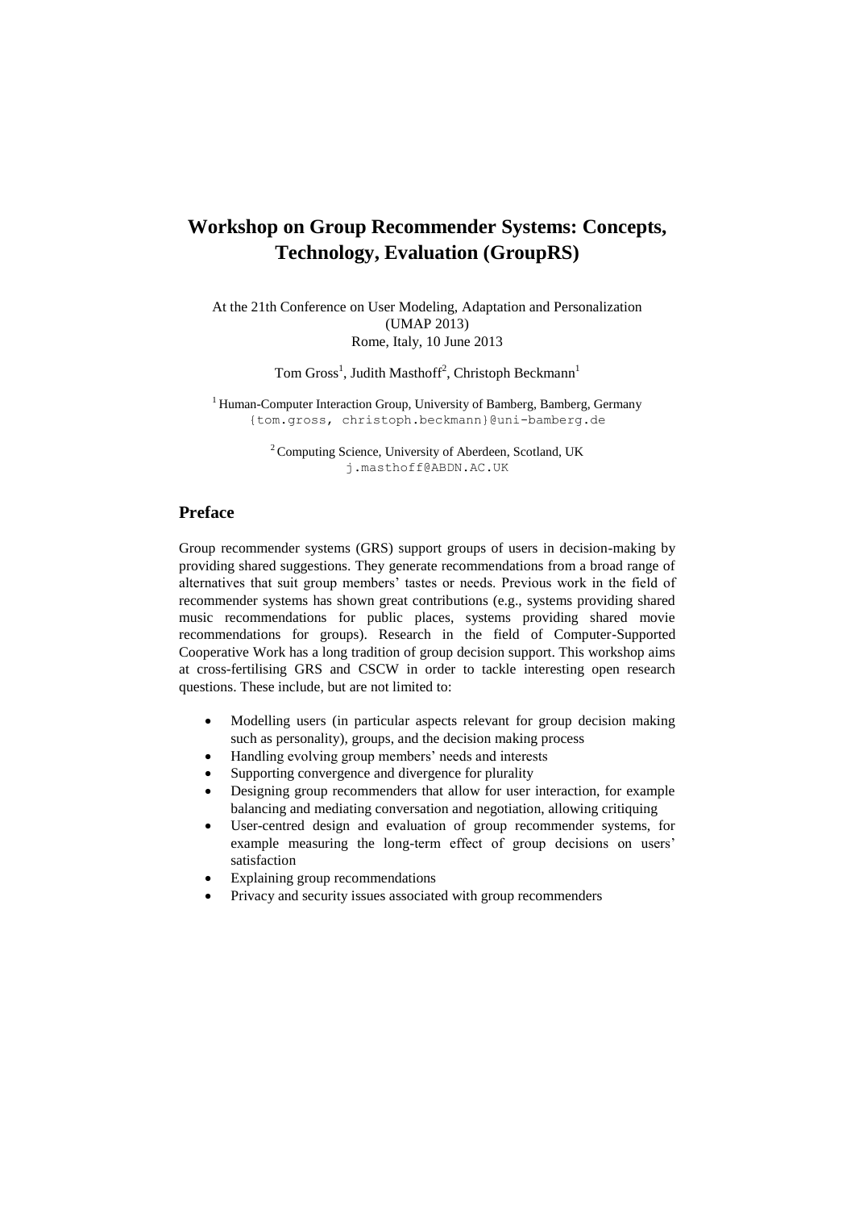# Workshop on Group Recommender Systems: Concepts, Technology, Evaluation (GroupRS)

At the 21th Conference on User Modeling, Adaptation and Personalization (UMAP 2013)
Rome, Italy, 10 June 2013

Tom Gross[1], Judith Masthoff[2], Christoph Beckmann[1]

[1] Human-Computer Interaction Group, University of Bamberg, Bamberg, Germany
{tom.gross, christoph.beckmann}@uni-bamberg.de

[2] Computing Science, University of Aberdeen, Scotland, UK
j.masthoff@ABDN.AC.UK

## Preface

Group recommender systems (GRS) support groups of users in decision-making by providing shared suggestions. They generate recommendations from a broad range of alternatives that suit group members' tastes or needs. Previous work in the field of recommender systems has shown great contributions (e.g., systems providing shared music recommendations for public places, systems providing shared movie recommendations for groups). Research in the field of Computer-Supported Cooperative Work has a long tradition of group decision support. This workshop aims at cross-fertilising GRS and CSCW in order to tackle interesting open research questions. These include, but are not limited to:

- Modelling users (in particular aspects relevant for group decision making such as personality), groups, and the decision making process
- Handling evolving group members' needs and interests
- Supporting convergence and divergence for plurality
- Designing group recommenders that allow for user interaction, for example balancing and mediating conversation and negotiation, allowing critiquing
- User-centred design and evaluation of group recommender systems, for example measuring the long-term effect of group decisions on users' satisfaction
- Explaining group recommendations
- Privacy and security issues associated with group recommenders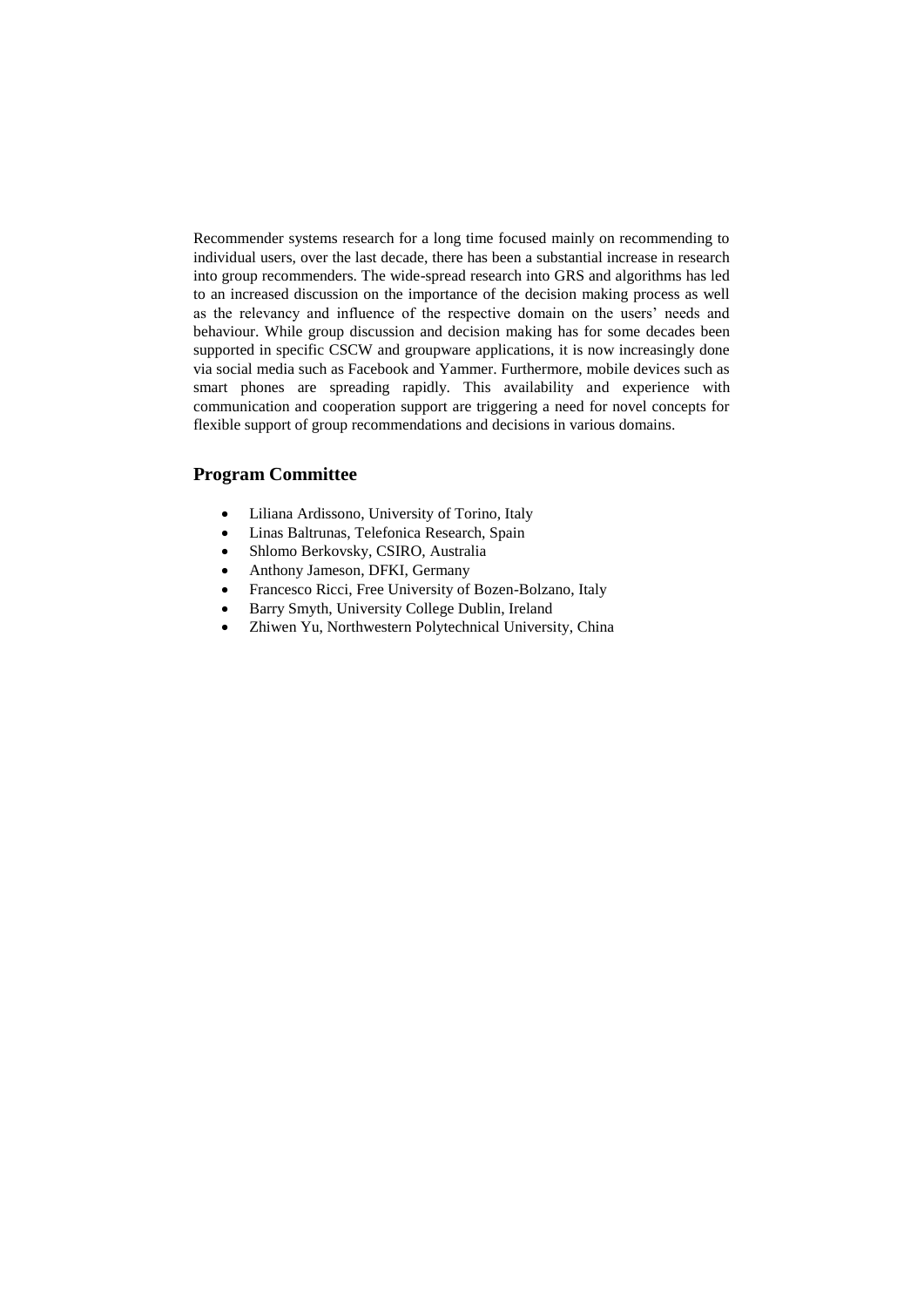Recommender systems research for a long time focused mainly on recommending to individual users, over the last decade, there has been a substantial increase in research into group recommenders. The wide-spread research into GRS and algorithms has led to an increased discussion on the importance of the decision making process as well as the relevancy and influence of the respective domain on the users' needs and behaviour. While group discussion and decision making has for some decades been supported in specific CSCW and groupware applications, it is now increasingly done via social media such as Facebook and Yammer. Furthermore, mobile devices such as smart phones are spreading rapidly. This availability and experience with communication and cooperation support are triggering a need for novel concepts for flexible support of group recommendations and decisions in various domains.

## Program Committee

- Liliana Ardissono, University of Torino, Italy
- Linas Baltrunas, Telefonica Research, Spain
- Shlomo Berkovsky, CSIRO, Australia
- Anthony Jameson, DFKI, Germany
- Francesco Ricci, Free University of Bozen-Bolzano, Italy
- Barry Smyth, University College Dublin, Ireland
- Zhiwen Yu, Northwestern Polytechnical University, China